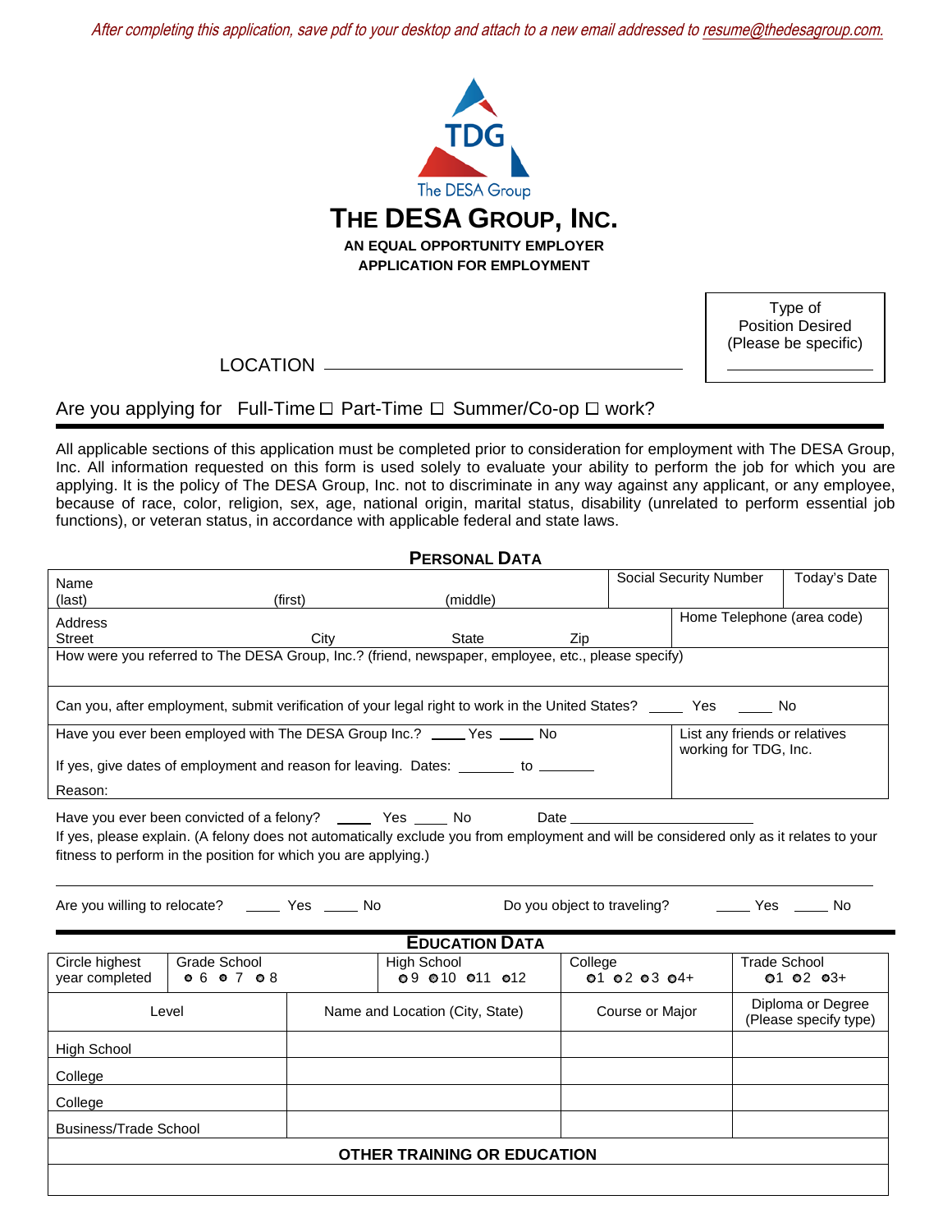*After completing this application, save pdf to your desktop and attach to a new email addressed to resume@thedesagroup.com.*

TDG

The DESA Group

# THE DESA GROUP, INC.

**AN EQUAL OPPORTUNITY EMPLOYER**

**APPLICATION FOR EMPLOYMENT**

LOCATION ______________________________

Type of Position Desired (Please be specific) ______________

Are you applying for Full-Time ☐ Part-Time ☐ Summer/Co-op ☐ work?

All applicable sections of this application must be completed prior to consideration for employment with The DESA Group, Inc. All information requested on this form is used solely to evaluate your ability to perform the job for which you are applying. It is the policy of The DESA Group, Inc. not to discriminate in any way against any applicant, or any employee, because of race, color, religion, sex, age, national origin, marital status, disability (unrelated to perform essential job functions), or veteran status, in accordance with applicable federal and state laws.

## PERSONAL DATA

| | | |
|---|---|---|
| Name (last) (first) (middle) | Social Security Number | Today's Date |
| Address Street City State Zip | Home Telephone (area code) | |
| How were you referred to The DESA Group, Inc.? (friend, newspaper, employee, etc., please specify) | | |
| Can you, after employment, submit verification of your legal right to work in the United States? ____ Yes ____ No | | |
| Have you ever been employed with The DESA Group Inc.? ____ Yes ____ No<br>If yes, give dates of employment and reason for leaving. Dates: _______ to _______<br>Reason: | List any friends or relatives working for TDG, Inc. | |

Have you ever been convicted of a felony? ____ Yes ____ No Date ______________________

If yes, please explain. (A felony does not automatically exclude you from employment and will be considered only as it relates to your fitness to perform in the position for which you are applying.)

______________________________________________________________________

Are you willing to relocate? ____ Yes ____ No Do you object to traveling? ____ Yes ____ No

## EDUCATION DATA

| Circle highest year completed | Grade School ○6 ○7 ○8 | High School ○9 ○10 ○11 ○12 | College ○1 ○2 ○3 ○4+ | Trade School ○1 ○2 ○3+ |
|---|---|---|---|---|

| Level | Name and Location (City, State) | Course or Major | Diploma or Degree (Please specify type) |
|---|---|---|---|
| High School | | | |
| College | | | |
| College | | | |
| Business/Trade School | | | |

**OTHER TRAINING OR EDUCATION**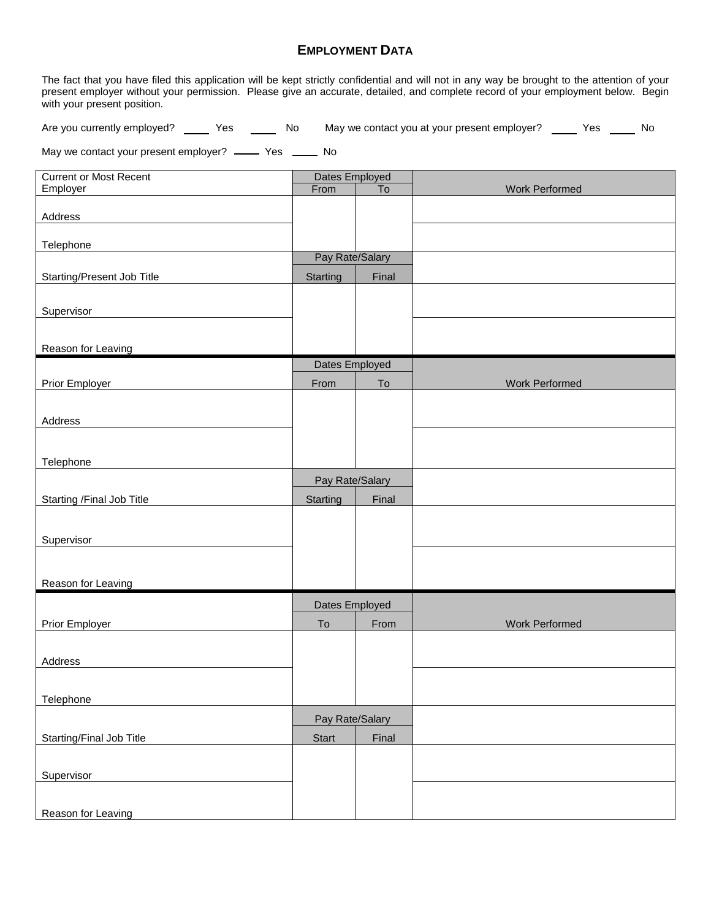## EMPLOYMENT DATA

The fact that you have filed this application will be kept strictly confidential and will not in any way be brought to the attention of your present employer without your permission. Please give an accurate, detailed, and complete record of your employment below. Begin with your present position.

Are you currently employed? ____ Yes ____ No May we contact you at your present employer? ____ Yes ____ No

May we contact your present employer? ____ Yes ____ No

| Current or Most Recent Employer | Dates Employed | | Work Performed |
|---|---|---|---|
| | From | To | |
| Address | | | |
| Telephone | | | |
| | Pay Rate/Salary | | |
| Starting/Present Job Title | Starting | Final | |
| Supervisor | | | |
| Reason for Leaving | | | |

| Prior Employer | Dates Employed | | Work Performed |
|---|---|---|---|
| | From | To | |
| Address | | | |
| Telephone | | | |
| | Pay Rate/Salary | | |
| Starting /Final Job Title | Starting | Final | |
| Supervisor | | | |
| Reason for Leaving | | | |

| Prior Employer | Dates Employed | | Work Performed |
|---|---|---|---|
| | To | From | |
| Address | | | |
| Telephone | | | |
| | Pay Rate/Salary | | |
| Starting/Final Job Title | Start | Final | |
| Supervisor | | | |
| Reason for Leaving | | | |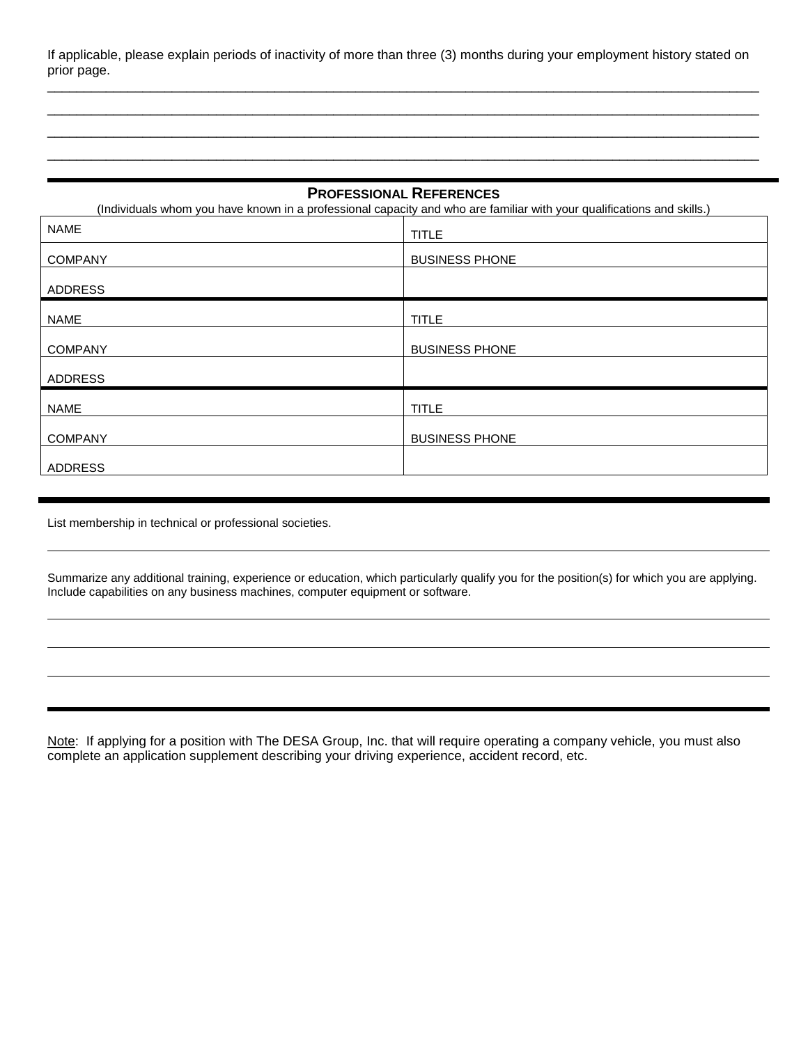If applicable, please explain periods of inactivity of more than three (3) months during your employment history stated on prior page.

______________________________________________________________________________

______________________________________________________________________________

______________________________________________________________________________

______________________________________________________________________________

## PROFESSIONAL REFERENCES

(Individuals whom you have known in a professional capacity and who are familiar with your qualifications and skills.)

| | |
|---|---|
| NAME | TITLE |
| COMPANY | BUSINESS PHONE |
| ADDRESS | |
| NAME | TITLE |
| COMPANY | BUSINESS PHONE |
| ADDRESS | |
| NAME | TITLE |
| COMPANY | BUSINESS PHONE |
| ADDRESS | |

List membership in technical or professional societies.

______________________________________________________________________________

Summarize any additional training, experience or education, which particularly qualify you for the position(s) for which you are applying. Include capabilities on any business machines, computer equipment or software.

______________________________________________________________________________

______________________________________________________________________________

______________________________________________________________________________

Note: If applying for a position with The DESA Group, Inc. that will require operating a company vehicle, you must also complete an application supplement describing your driving experience, accident record, etc.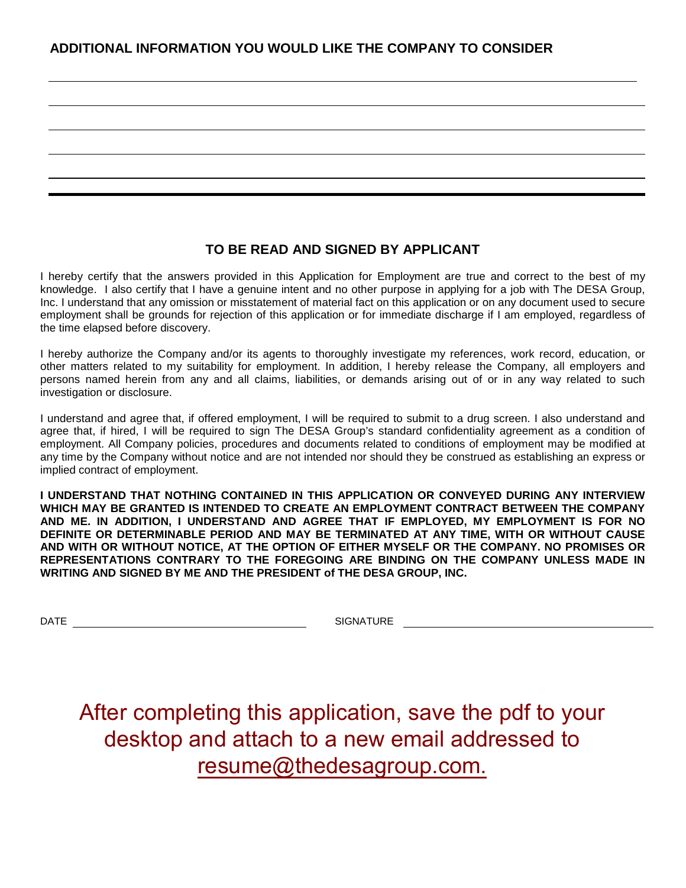## ADDITIONAL INFORMATION YOU WOULD LIKE THE COMPANY TO CONSIDER

## TO BE READ AND SIGNED BY APPLICANT

I hereby certify that the answers provided in this Application for Employment are true and correct to the best of my knowledge. I also certify that I have a genuine intent and no other purpose in applying for a job with The DESA Group, Inc. I understand that any omission or misstatement of material fact on this application or on any document used to secure employment shall be grounds for rejection of this application or for immediate discharge if I am employed, regardless of the time elapsed before discovery.

I hereby authorize the Company and/or its agents to thoroughly investigate my references, work record, education, or other matters related to my suitability for employment. In addition, I hereby release the Company, all employers and persons named herein from any and all claims, liabilities, or demands arising out of or in any way related to such investigation or disclosure.

I understand and agree that, if offered employment, I will be required to submit to a drug screen. I also understand and agree that, if hired, I will be required to sign The DESA Group's standard confidentiality agreement as a condition of employment. All Company policies, procedures and documents related to conditions of employment may be modified at any time by the Company without notice and are not intended nor should they be construed as establishing an express or implied contract of employment.

**I UNDERSTAND THAT NOTHING CONTAINED IN THIS APPLICATION OR CONVEYED DURING ANY INTERVIEW WHICH MAY BE GRANTED IS INTENDED TO CREATE AN EMPLOYMENT CONTRACT BETWEEN THE COMPANY AND ME. IN ADDITION, I UNDERSTAND AND AGREE THAT IF EMPLOYED, MY EMPLOYMENT IS FOR NO DEFINITE OR DETERMINABLE PERIOD AND MAY BE TERMINATED AT ANY TIME, WITH OR WITHOUT CAUSE AND WITH OR WITHOUT NOTICE, AT THE OPTION OF EITHER MYSELF OR THE COMPANY. NO PROMISES OR REPRESENTATIONS CONTRARY TO THE FOREGOING ARE BINDING ON THE COMPANY UNLESS MADE IN WRITING AND SIGNED BY ME AND THE PRESIDENT of THE DESA GROUP, INC.**

DATE ____________________ SIGNATURE ____________________

After completing this application, save the pdf to your desktop and attach to a new email addressed to resume@thedesagroup.com.